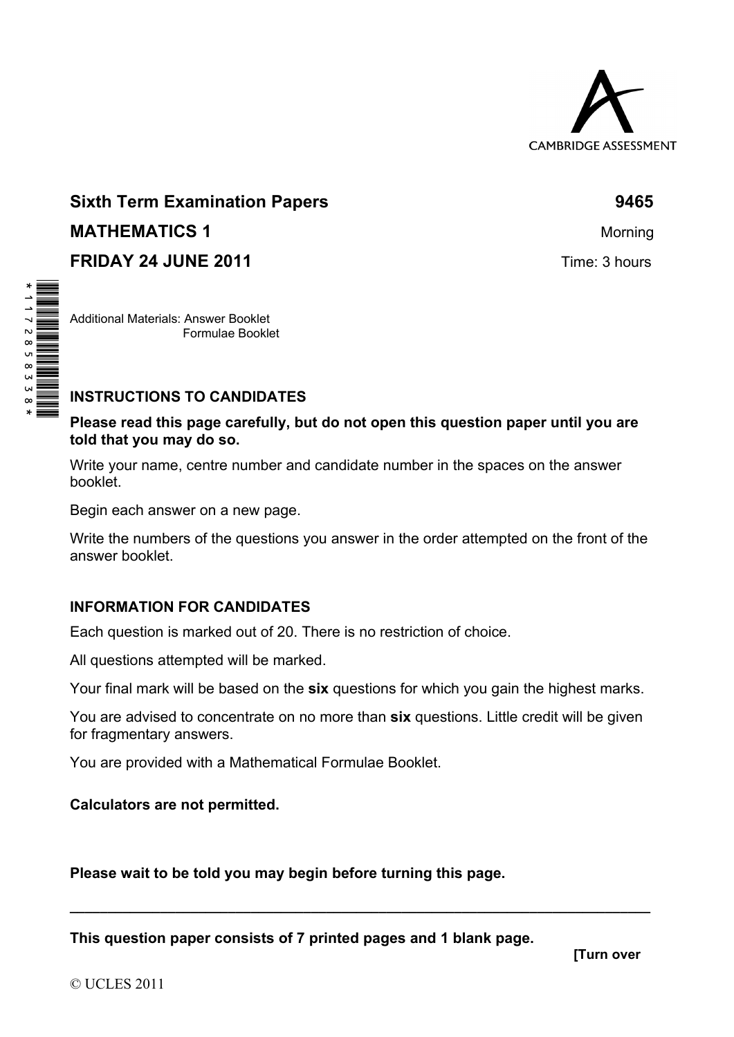CAMBRIDGE ASSESSMENT

**Sixth Term Examination Papers** **9465**

**MATHEMATICS 1** Morning

**FRIDAY 24 JUNE 2011** Time: 3 hours

*1172858338*

Additional Materials: Answer Booklet
Formulae Booklet

**INSTRUCTIONS TO CANDIDATES**

**Please read this page carefully, but do not open this question paper until you are told that you may do so.**

Write your name, centre number and candidate number in the spaces on the answer booklet.

Begin each answer on a new page.

Write the numbers of the questions you answer in the order attempted on the front of the answer booklet.

**INFORMATION FOR CANDIDATES**

Each question is marked out of 20. There is no restriction of choice.

All questions attempted will be marked.

Your final mark will be based on the **six** questions for which you gain the highest marks.

You are advised to concentrate on no more than **six** questions. Little credit will be given for fragmentary answers.

You are provided with a Mathematical Formulae Booklet.

**Calculators are not permitted.**

**Please wait to be told you may begin before turning this page.**

---

**This question paper consists of 7 printed pages and 1 blank page.**

**[Turn over**

© UCLES 2011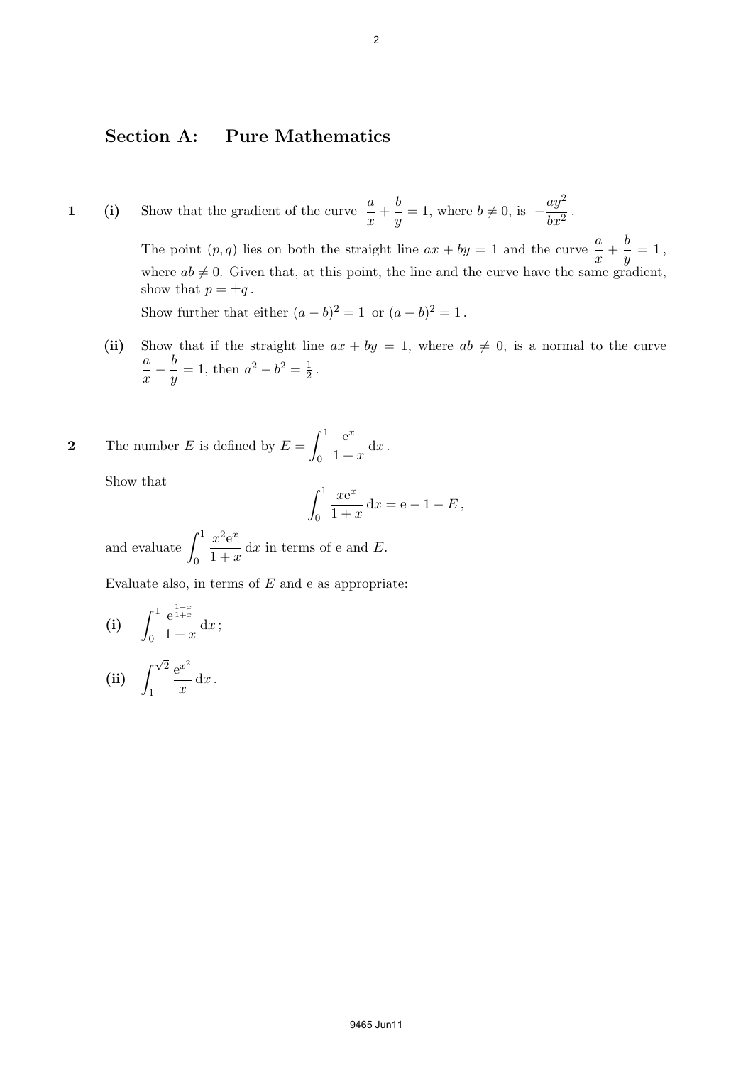## Section A: Pure Mathematics

**1** **(i)** Show that the gradient of the curve $\dfrac{a}{x} + \dfrac{b}{y} = 1$, where $b \neq 0$, is $-\dfrac{ay^2}{bx^2}$.

The point $(p, q)$ lies on both the straight line $ax + by = 1$ and the curve $\dfrac{a}{x} + \dfrac{b}{y} = 1$, where $ab \neq 0$. Given that, at this point, the line and the curve have the same gradient, show that $p = \pm q$.

Show further that either $(a - b)^2 = 1$ or $(a + b)^2 = 1$.

**(ii)** Show that if the straight line $ax + by = 1$, where $ab \neq 0$, is a normal to the curve $\dfrac{a}{x} - \dfrac{b}{y} = 1$, then $a^2 - b^2 = \frac{1}{2}$.

**2** The number $E$ is defined by $E = \displaystyle\int_0^1 \frac{\mathrm{e}^x}{1 + x}\,\mathrm{d}x$.

Show that

$$\int_0^1 \frac{x\mathrm{e}^x}{1 + x}\,\mathrm{d}x = \mathrm{e} - 1 - E\,,$$

and evaluate $\displaystyle\int_0^1 \frac{x^2\mathrm{e}^x}{1 + x}\,\mathrm{d}x$ in terms of e and $E$.

Evaluate also, in terms of $E$ and e as appropriate:

**(i)** $\displaystyle\int_0^1 \frac{\mathrm{e}^{\frac{1-x}{1+x}}}{1 + x}\,\mathrm{d}x\,;$

**(ii)** $\displaystyle\int_1^{\sqrt{2}} \frac{\mathrm{e}^{x^2}}{x}\,\mathrm{d}x\,.$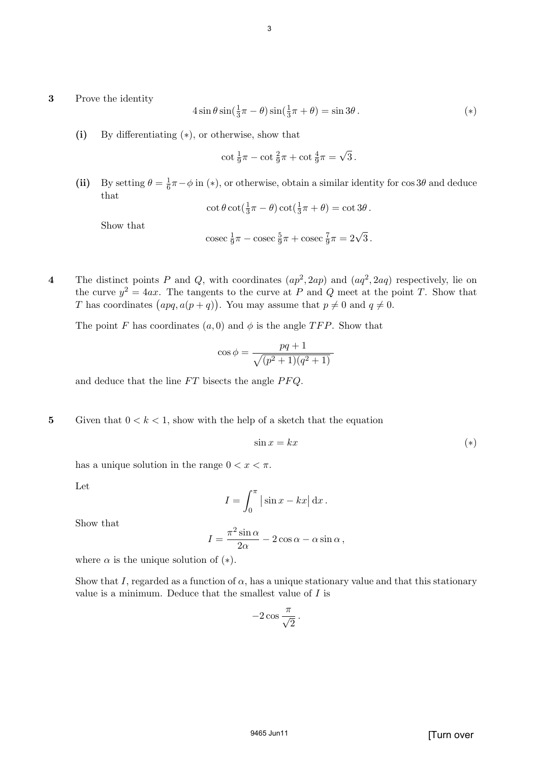**3** Prove the identity

$$4\sin\theta\sin(\tfrac{1}{3}\pi-\theta)\sin(\tfrac{1}{3}\pi+\theta)=\sin 3\theta\,. \qquad (*)$$

**(i)** By differentiating $(*)$, or otherwise, show that

$$\cot\tfrac{1}{9}\pi-\cot\tfrac{2}{9}\pi+\cot\tfrac{4}{9}\pi=\sqrt{3}\,.$$

**(ii)** By setting $\theta=\frac{1}{6}\pi-\phi$ in $(*)$, or otherwise, obtain a similar identity for $\cos 3\theta$ and deduce that

$$\cot\theta\cot(\tfrac{1}{3}\pi-\theta)\cot(\tfrac{1}{3}\pi+\theta)=\cot 3\theta\,.$$

Show that

$$\operatorname{cosec}\tfrac{1}{9}\pi-\operatorname{cosec}\tfrac{5}{9}\pi+\operatorname{cosec}\tfrac{7}{9}\pi=2\sqrt{3}\,.$$

**4** The distinct points $P$ and $Q$, with coordinates $(ap^2, 2ap)$ and $(aq^2, 2aq)$ respectively, lie on the curve $y^2=4ax$. The tangents to the curve at $P$ and $Q$ meet at the point $T$. Show that $T$ has coordinates $\big(apq, a(p+q)\big)$. You may assume that $p\neq 0$ and $q\neq 0$.

The point $F$ has coordinates $(a,0)$ and $\phi$ is the angle $TFP$. Show that

$$\cos\phi=\frac{pq+1}{\sqrt{(p^2+1)(q^2+1)}}$$

and deduce that the line $FT$ bisects the angle $PFQ$.

**5** Given that $0<k<1$, show with the help of a sketch that the equation

$$\sin x = kx \qquad (*)$$

has a unique solution in the range $0<x<\pi$.

Let

$$I=\int_0^{\pi}\big|\sin x-kx\big|\,\mathrm{d}x\,.$$

Show that

$$I=\frac{\pi^2\sin\alpha}{2\alpha}-2\cos\alpha-\alpha\sin\alpha\,,$$

where $\alpha$ is the unique solution of $(*)$.

Show that $I$, regarded as a function of $\alpha$, has a unique stationary value and that this stationary value is a minimum. Deduce that the smallest value of $I$ is

$$-2\cos\frac{\pi}{\sqrt{2}}\,.$$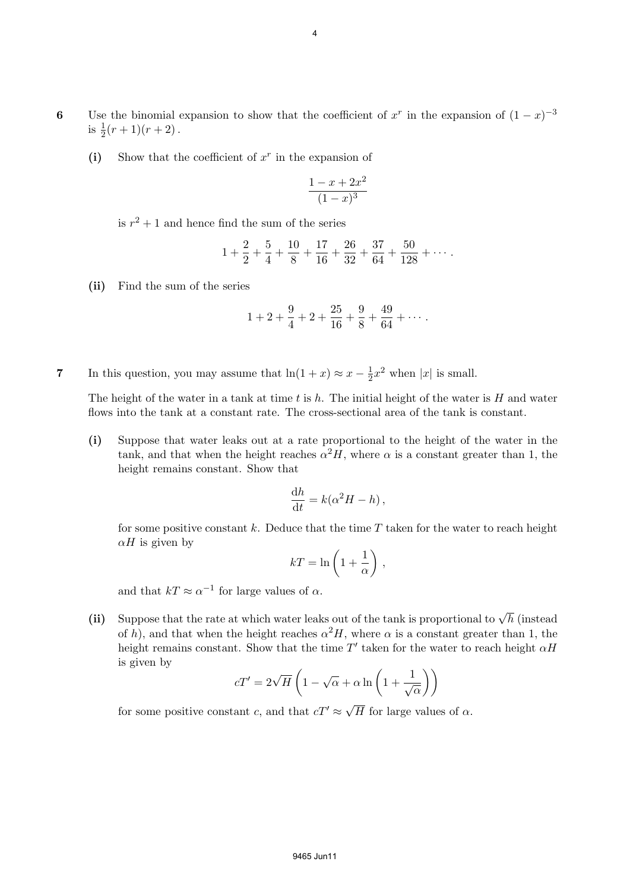**6** Use the binomial expansion to show that the coefficient of $x^r$ in the expansion of $(1-x)^{-3}$ is $\frac{1}{2}(r+1)(r+2)$.

**(i)** Show that the coefficient of $x^r$ in the expansion of

$$\frac{1-x+2x^2}{(1-x)^3}$$

is $r^2+1$ and hence find the sum of the series

$$1+\frac{2}{2}+\frac{5}{4}+\frac{10}{8}+\frac{17}{16}+\frac{26}{32}+\frac{37}{64}+\frac{50}{128}+\cdots.$$

**(ii)** Find the sum of the series

$$1+2+\frac{9}{4}+2+\frac{25}{16}+\frac{9}{8}+\frac{49}{64}+\cdots.$$

**7** In this question, you may assume that $\ln(1+x) \approx x - \frac{1}{2}x^2$ when $|x|$ is small.

The height of the water in a tank at time $t$ is $h$. The initial height of the water is $H$ and water flows into the tank at a constant rate. The cross-sectional area of the tank is constant.

**(i)** Suppose that water leaks out at a rate proportional to the height of the water in the tank, and that when the height reaches $\alpha^2 H$, where $\alpha$ is a constant greater than 1, the height remains constant. Show that

$$\frac{\mathrm{d}h}{\mathrm{d}t} = k(\alpha^2 H - h),$$

for some positive constant $k$. Deduce that the time $T$ taken for the water to reach height $\alpha H$ is given by

$$kT = \ln\left(1+\frac{1}{\alpha}\right),$$

and that $kT \approx \alpha^{-1}$ for large values of $\alpha$.

**(ii)** Suppose that the rate at which water leaks out of the tank is proportional to $\sqrt{h}$ (instead of $h$), and that when the height reaches $\alpha^2 H$, where $\alpha$ is a constant greater than 1, the height remains constant. Show that the time $T'$ taken for the water to reach height $\alpha H$ is given by

$$cT' = 2\sqrt{H}\left(1-\sqrt{\alpha}+\alpha\ln\left(1+\frac{1}{\sqrt{\alpha}}\right)\right)$$

for some positive constant $c$, and that $cT' \approx \sqrt{H}$ for large values of $\alpha$.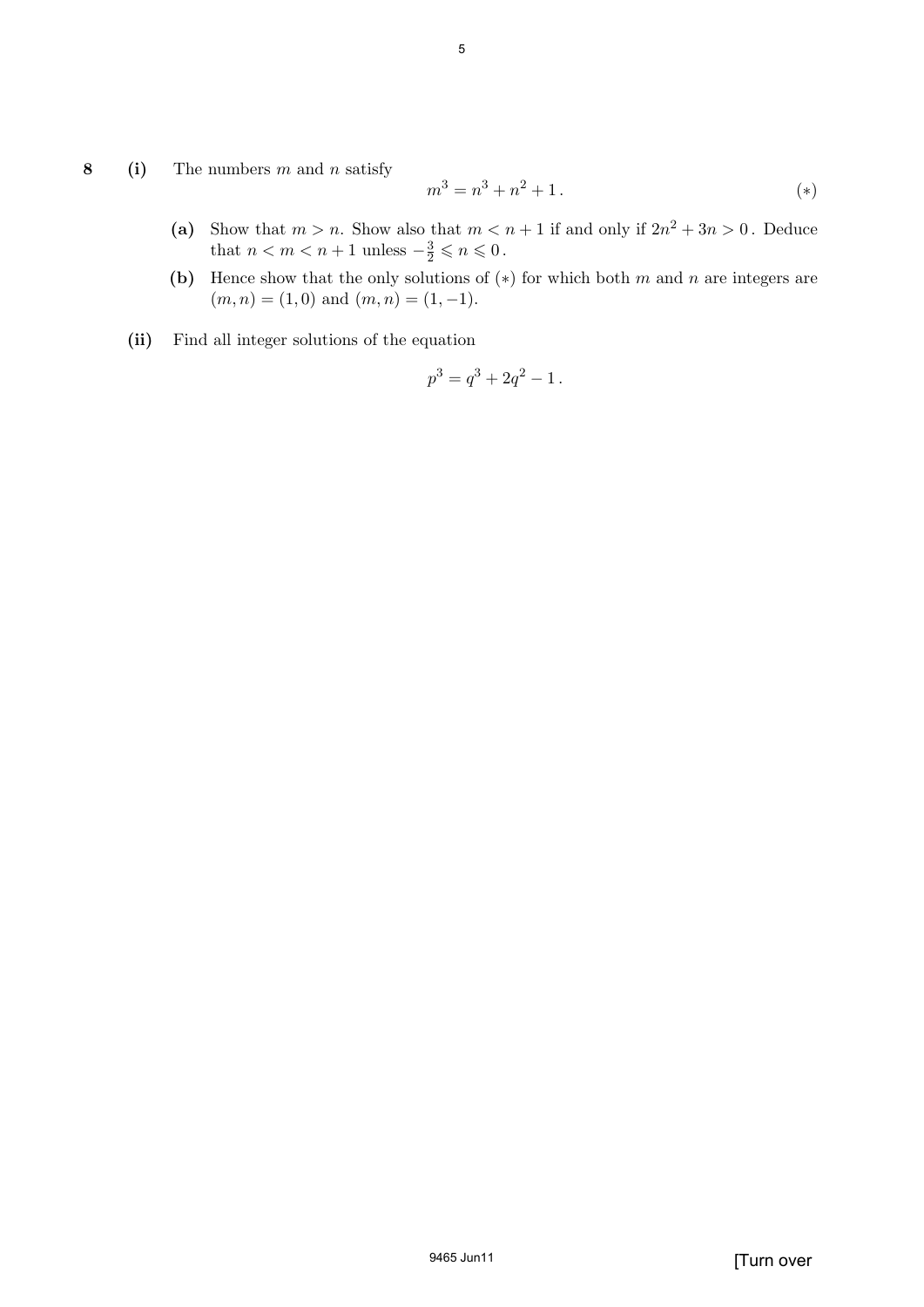**8** **(i)** The numbers $m$ and $n$ satisfy

$$m^3 = n^3 + n^2 + 1 . \qquad (*)$$

**(a)** Show that $m > n$. Show also that $m < n + 1$ if and only if $2n^2 + 3n > 0$. Deduce that $n < m < n + 1$ unless $-\frac{3}{2} \leqslant n \leqslant 0$.

**(b)** Hence show that the only solutions of $(*)$ for which both $m$ and $n$ are integers are $(m, n) = (1, 0)$ and $(m, n) = (1, -1)$.

**(ii)** Find all integer solutions of the equation

$$p^3 = q^3 + 2q^2 - 1 .$$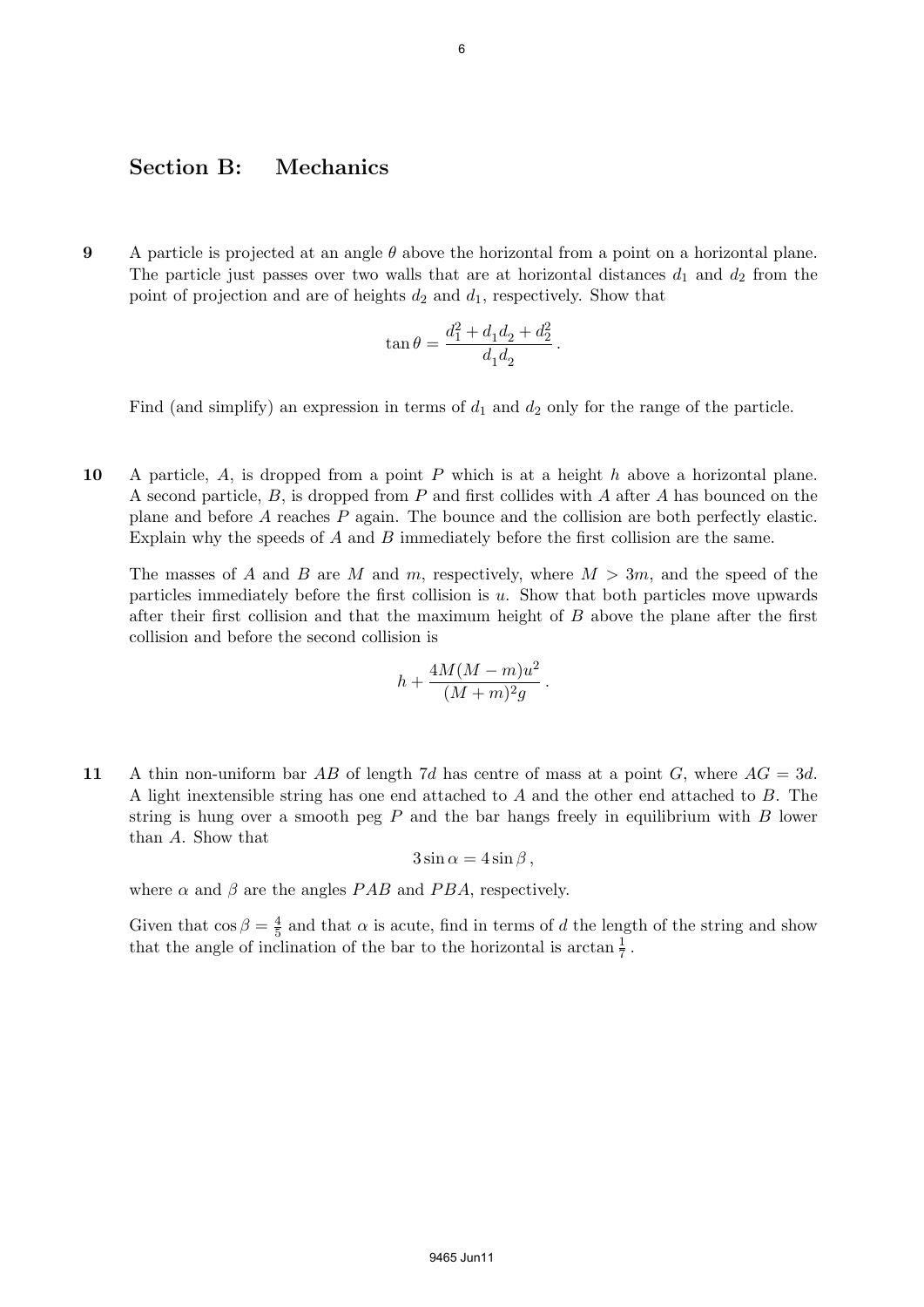## Section B: Mechanics

**9** A particle is projected at an angle $\theta$ above the horizontal from a point on a horizontal plane. The particle just passes over two walls that are at horizontal distances $d_1$ and $d_2$ from the point of projection and are of heights $d_2$ and $d_1$, respectively. Show that

$$\tan\theta = \frac{d_1^2 + d_1 d_2 + d_2^2}{d_1 d_2}.$$

Find (and simplify) an expression in terms of $d_1$ and $d_2$ only for the range of the particle.

**10** A particle, $A$, is dropped from a point $P$ which is at a height $h$ above a horizontal plane. A second particle, $B$, is dropped from $P$ and first collides with $A$ after $A$ has bounced on the plane and before $A$ reaches $P$ again. The bounce and the collision are both perfectly elastic. Explain why the speeds of $A$ and $B$ immediately before the first collision are the same.

The masses of $A$ and $B$ are $M$ and $m$, respectively, where $M > 3m$, and the speed of the particles immediately before the first collision is $u$. Show that both particles move upwards after their first collision and that the maximum height of $B$ above the plane after the first collision and before the second collision is

$$h + \frac{4M(M-m)u^2}{(M+m)^2 g}.$$

**11** A thin non-uniform bar $AB$ of length $7d$ has centre of mass at a point $G$, where $AG = 3d$. A light inextensible string has one end attached to $A$ and the other end attached to $B$. The string is hung over a smooth peg $P$ and the bar hangs freely in equilibrium with $B$ lower than $A$. Show that

$$3\sin\alpha = 4\sin\beta,$$

where $\alpha$ and $\beta$ are the angles $PAB$ and $PBA$, respectively.

Given that $\cos\beta = \frac{4}{5}$ and that $\alpha$ is acute, find in terms of $d$ the length of the string and show that the angle of inclination of the bar to the horizontal is $\arctan\frac{1}{7}$.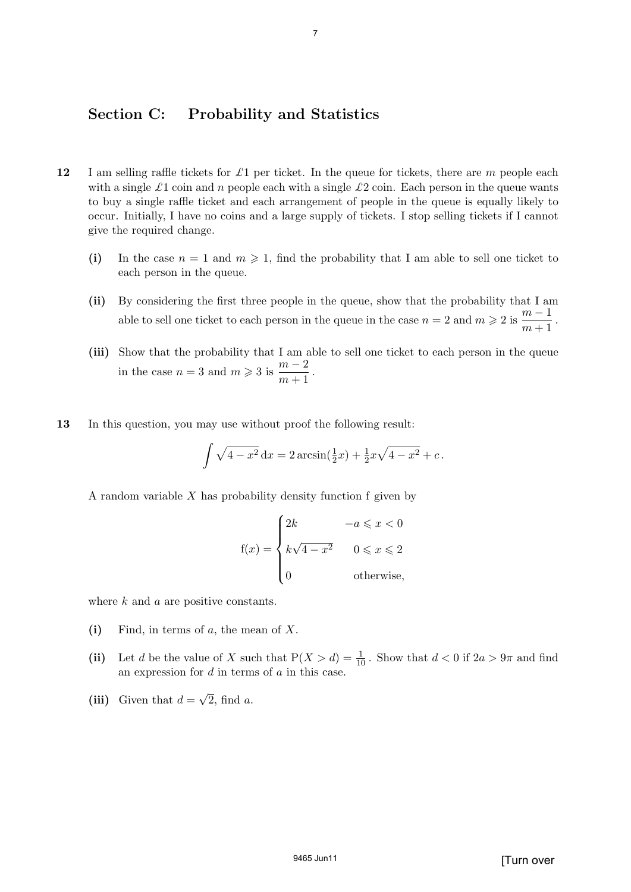## Section C: Probability and Statistics

**12** I am selling raffle tickets for £1 per ticket. In the queue for tickets, there are $m$ people each with a single £1 coin and $n$ people each with a single £2 coin. Each person in the queue wants to buy a single raffle ticket and each arrangement of people in the queue is equally likely to occur. Initially, I have no coins and a large supply of tickets. I stop selling tickets if I cannot give the required change.

**(i)** In the case $n = 1$ and $m \geqslant 1$, find the probability that I am able to sell one ticket to each person in the queue.

**(ii)** By considering the first three people in the queue, show that the probability that I am able to sell one ticket to each person in the queue in the case $n = 2$ and $m \geqslant 2$ is $\dfrac{m-1}{m+1}$.

**(iii)** Show that the probability that I am able to sell one ticket to each person in the queue in the case $n = 3$ and $m \geqslant 3$ is $\dfrac{m-2}{m+1}$.

**13** In this question, you may use without proof the following result:

$$\int \sqrt{4-x^2}\,\mathrm{d}x = 2\arcsin(\tfrac{1}{2}x) + \tfrac{1}{2}x\sqrt{4-x^2} + c\,.$$

A random variable $X$ has probability density function f given by

$$\mathrm{f}(x) = \begin{cases} 2k & -a \leqslant x < 0 \\ k\sqrt{4-x^2} & 0 \leqslant x \leqslant 2 \\ 0 & \text{otherwise,} \end{cases}$$

where $k$ and $a$ are positive constants.

**(i)** Find, in terms of $a$, the mean of $X$.

**(ii)** Let $d$ be the value of $X$ such that $\mathrm{P}(X > d) = \frac{1}{10}$. Show that $d < 0$ if $2a > 9\pi$ and find an expression for $d$ in terms of $a$ in this case.

**(iii)** Given that $d = \sqrt{2}$, find $a$.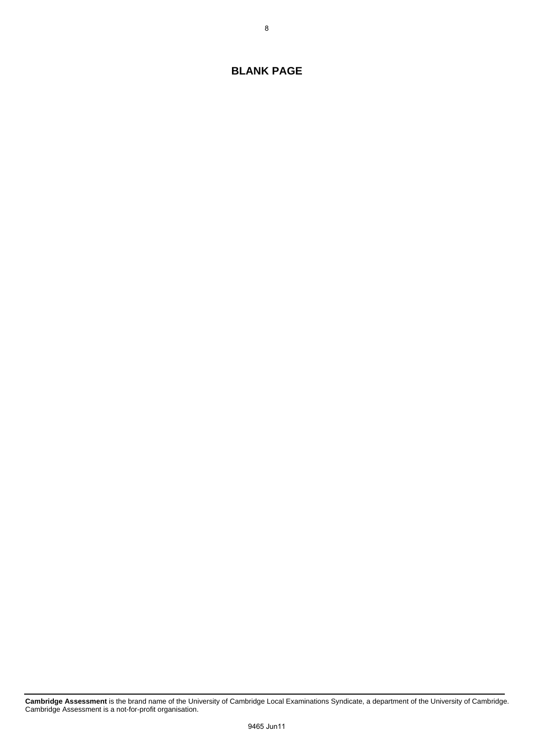**BLANK PAGE**

**Cambridge Assessment** is the brand name of the University of Cambridge Local Examinations Syndicate, a department of the University of Cambridge. Cambridge Assessment is a not-for-profit organisation.